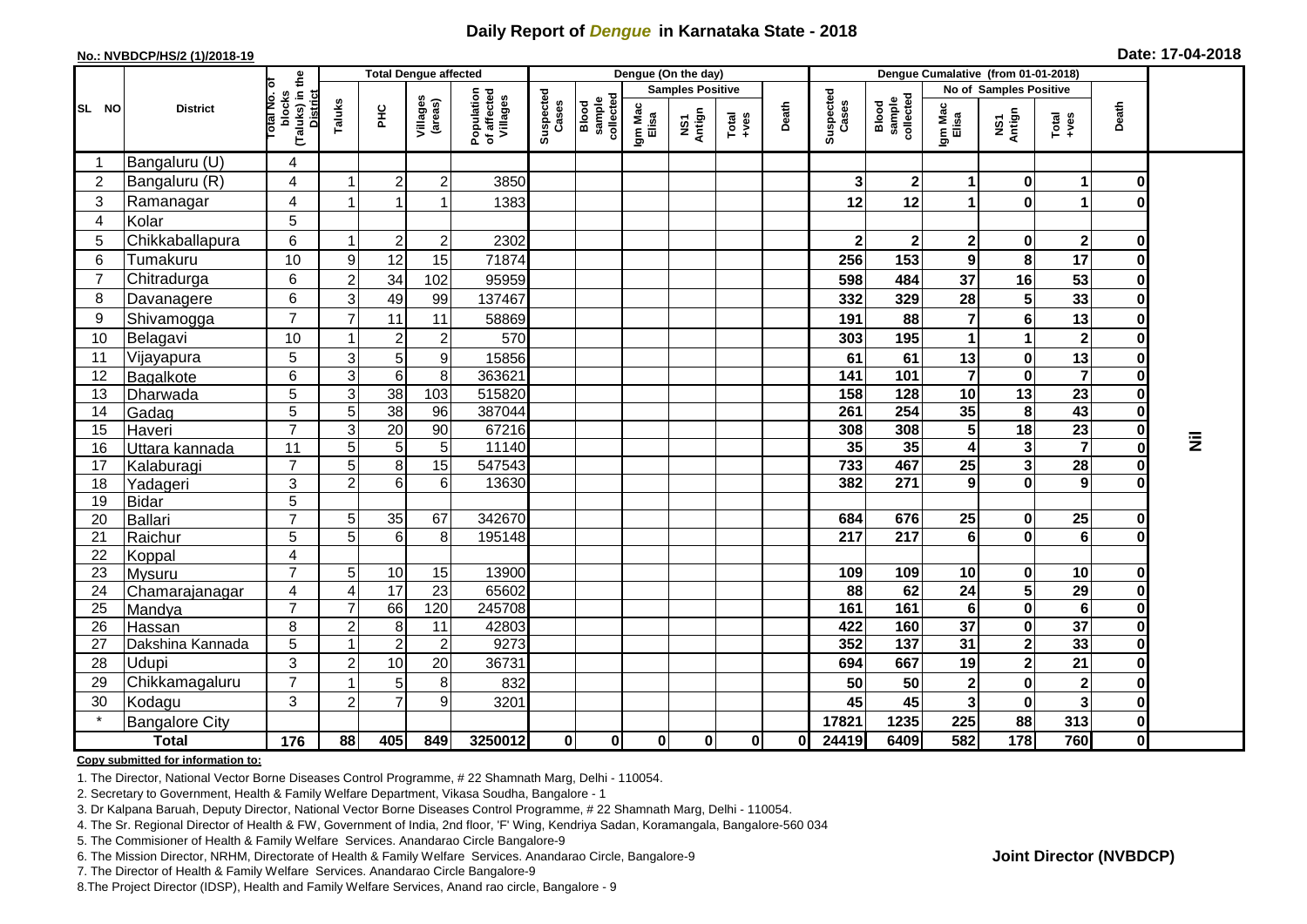# Daily Report of *Dengue* in Karnataka State - 2018

**No.: NVBDCP/HS/2 (1)/2018-19**

**Date: 17-04-2018**

| SL NO | District | Total No. of blocks (Taluks) in the District | Total Dengue affected | | | | Dengue (On the day) | | | | | | | Dengue Cumalative (from 01-01-2018) | | | | | | | |
|---|---|---|---|---|---|---|---|---|---|---|---|---|---|---|---|---|---|---|---|---|
| | | | Taluks | PHC | Villages (areas) | Population of affected Villages | Suspected Cases | Blood sample collected | Samples Positive | | | Death | Suspected Cases | Blood sample collected | No of Samples Positive | | | Death | |
| | | | | | | | | | Igm Mac Elisa | NS1 Antign | Total +ves | | | | Igm Mac Elisa | NS1 Antign | Total +ves | | |
| 1 | Bangaluru (U) | 4 | | | | | | | | | | | | | | | | | Nil |
| 2 | Bangaluru (R) | 4 | 1 | 2 | 2 | 3850 | | | | | | | 3 | 2 | 1 | 0 | 1 | 0 | |
| 3 | Ramanagar | 4 | 1 | 1 | 1 | 1383 | | | | | | | 12 | 12 | 1 | 0 | 1 | 0 | |
| 4 | Kolar | 5 | | | | | | | | | | | | | | | | | |
| 5 | Chikkaballapura | 6 | 1 | 2 | 2 | 2302 | | | | | | | 2 | 2 | 2 | 0 | 2 | 0 | |
| 6 | Tumakuru | 10 | 9 | 12 | 15 | 71874 | | | | | | | 256 | 153 | 9 | 8 | 17 | 0 | |
| 7 | Chitradurga | 6 | 2 | 34 | 102 | 95959 | | | | | | | 598 | 484 | 37 | 16 | 53 | 0 | |
| 8 | Davanagere | 6 | 3 | 49 | 99 | 137467 | | | | | | | 332 | 329 | 28 | 5 | 33 | 0 | |
| 9 | Shivamogga | 7 | 7 | 11 | 11 | 58869 | | | | | | | 191 | 88 | 7 | 6 | 13 | 0 | |
| 10 | Belagavi | 10 | 1 | 2 | 2 | 570 | | | | | | | 303 | 195 | 1 | 1 | 2 | 0 | |
| 11 | Vijayapura | 5 | 3 | 5 | 9 | 15856 | | | | | | | 61 | 61 | 13 | 0 | 13 | 0 | |
| 12 | Bagalkote | 6 | 3 | 6 | 8 | 363621 | | | | | | | 141 | 101 | 7 | 0 | 7 | 0 | |
| 13 | Dharwada | 5 | 3 | 38 | 103 | 515820 | | | | | | | 158 | 128 | 10 | 13 | 23 | 0 | |
| 14 | Gadag | 5 | 5 | 38 | 96 | 387044 | | | | | | | 261 | 254 | 35 | 8 | 43 | 0 | |
| 15 | Haveri | 7 | 3 | 20 | 90 | 67216 | | | | | | | 308 | 308 | 5 | 18 | 23 | 0 | |
| 16 | Uttara kannada | 11 | 5 | 5 | 5 | 11140 | | | | | | | 35 | 35 | 4 | 3 | 7 | 0 | |
| 17 | Kalaburagi | 7 | 5 | 8 | 15 | 547543 | | | | | | | 733 | 467 | 25 | 3 | 28 | 0 | |
| 18 | Yadageri | 3 | 2 | 6 | 6 | 13630 | | | | | | | 382 | 271 | 9 | 0 | 9 | 0 | |
| 19 | Bidar | 5 | | | | | | | | | | | | | | | | | |
| 20 | Ballari | 7 | 5 | 35 | 67 | 342670 | | | | | | | 684 | 676 | 25 | 0 | 25 | 0 | |
| 21 | Raichur | 5 | 5 | 6 | 8 | 195148 | | | | | | | 217 | 217 | 6 | 0 | 6 | 0 | |
| 22 | Koppal | 4 | | | | | | | | | | | | | | | | | |
| 23 | Mysuru | 7 | 5 | 10 | 15 | 13900 | | | | | | | 109 | 109 | 10 | 0 | 10 | 0 | |
| 24 | Chamarajanagar | 4 | 4 | 17 | 23 | 65602 | | | | | | | 88 | 62 | 24 | 5 | 29 | 0 | |
| 25 | Mandya | 7 | 7 | 66 | 120 | 245708 | | | | | | | 161 | 161 | 6 | 0 | 6 | 0 | |
| 26 | Hassan | 8 | 2 | 8 | 11 | 42803 | | | | | | | 422 | 160 | 37 | 0 | 37 | 0 | |
| 27 | Dakshina Kannada | 5 | 1 | 2 | 2 | 9273 | | | | | | | 352 | 137 | 31 | 2 | 33 | 0 | |
| 28 | Udupi | 3 | 2 | 10 | 20 | 36731 | | | | | | | 694 | 667 | 19 | 2 | 21 | 0 | |
| 29 | Chikkamagaluru | 7 | 1 | 5 | 8 | 832 | | | | | | | 50 | 50 | 2 | 0 | 2 | 0 | |
| 30 | Kodagu | 3 | 2 | 7 | 9 | 3201 | | | | | | | 45 | 45 | 3 | 0 | 3 | 0 | |
| * | Bangalore City | | | | | | | | | | | | 17821 | 1235 | 225 | 88 | 313 | 0 | |
| **Total** | | **176** | **88** | **405** | **849** | **3250012** | **0** | **0** | **0** | **0** | **0** | **0** | **24419** | **6409** | **582** | **178** | **760** | **0** | |

**Copy submitted for information to:**

1. The Director, National Vector Borne Diseases Control Programme, # 22 Shamnath Marg, Delhi - 110054.
2. Secretary to Government, Health & Family Welfare Department, Vikasa Soudha, Bangalore - 1
3. Dr Kalpana Baruah, Deputy Director, National Vector Borne Diseases Control Programme, # 22 Shamnath Marg, Delhi - 110054.
4. The Sr. Regional Director of Health & FW, Government of India, 2nd floor, 'F' Wing, Kendriya Sadan, Koramangala, Bangalore-560 034
5. The Commisioner of Health & Family Welfare Services. Anandarao Circle Bangalore-9
6. The Mission Director, NRHM, Directorate of Health & Family Welfare Services. Anandarao Circle, Bangalore-9
7. The Director of Health & Family Welfare Services. Anandarao Circle Bangalore-9
8. The Project Director (IDSP), Health and Family Welfare Services, Anand rao circle, Bangalore - 9

**Joint Director (NVBDCP)**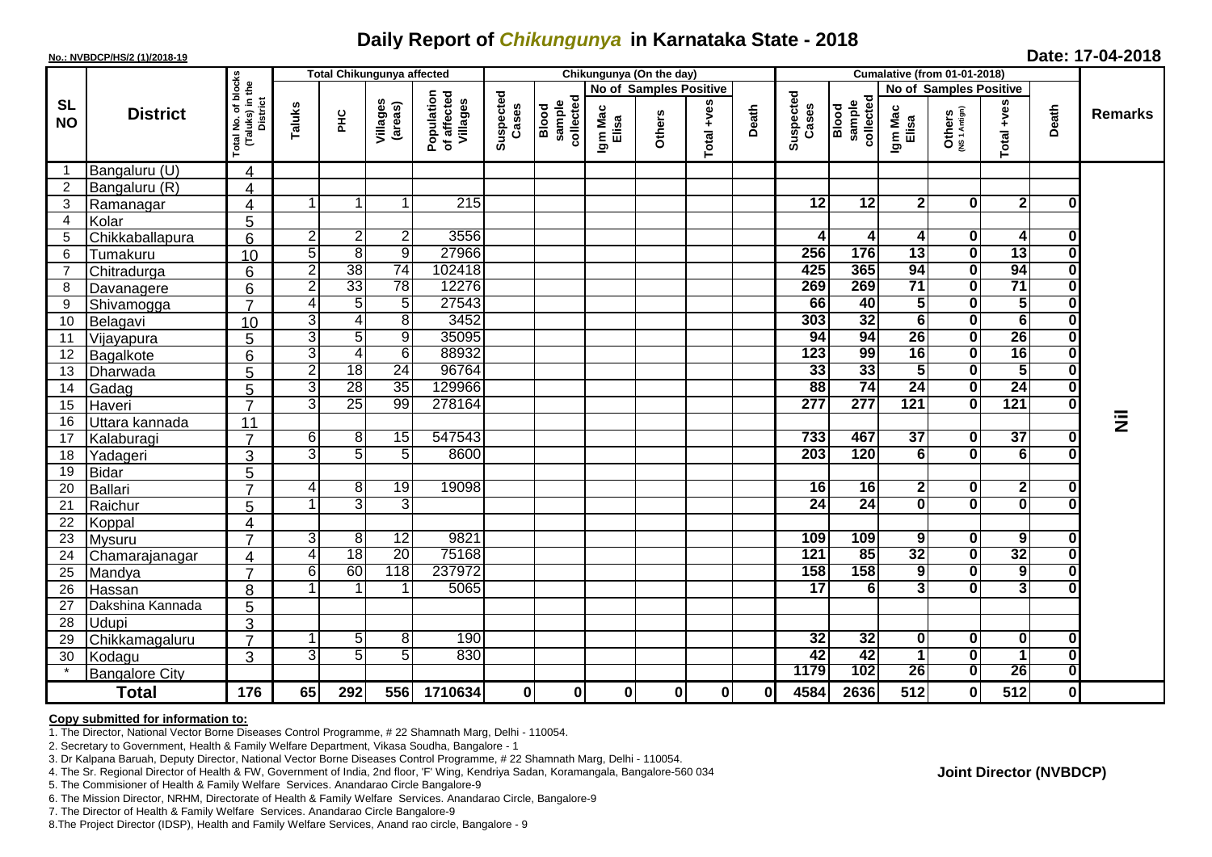# Daily Report of *Chikungunya* in Karnataka State - 2018

**No.: NVBDCP/HS/2 (1)/2018-19**

**Date: 17-04-2018**

| SL NO | District | Total No. of blocks (Taluks) in the District | Total Chikungunya affected | | | | Chikungunya (On the day) | | | | | | | Cumalative (from 01-01-2018) | | | | | | | Remarks |
|---|---|---|---|---|---|---|---|---|---|---|---|---|---|---|---|---|---|---|---|---|
| | | | Taluks | PHC | Villages (areas) | Population of affected Villages | Suspected Cases | Blood sample collected | No of Samples Positive | | | | Suspected Cases | Blood sample collected | No of Samples Positive | | | | |
| | | | | | | | | | Igm Mac Elisa | Others | Total +ves | Death | | | Igm Mac Elisa | Others (NS 1 Antign) | Total +ves | Death | |
| 1 | Bangaluru (U) | 4 | | | | | | | | | | | | | | | | | Nil |
| 2 | Bangaluru (R) | 4 | | | | | | | | | | | | | | | | | |
| 3 | Ramanagar | 4 | 1 | 1 | 1 | 215 | | | | | | | 12 | 12 | 2 | 0 | 2 | 0 | |
| 4 | Kolar | 5 | | | | | | | | | | | | | | | | | |
| 5 | Chikkaballapura | 6 | 2 | 2 | 2 | 3556 | | | | | | | 4 | 4 | 4 | 0 | 4 | 0 | |
| 6 | Tumakuru | 10 | 5 | 8 | 9 | 27966 | | | | | | | 256 | 176 | 13 | 0 | 13 | 0 | |
| 7 | Chitradurga | 6 | 2 | 38 | 74 | 102418 | | | | | | | 425 | 365 | 94 | 0 | 94 | 0 | |
| 8 | Davanagere | 6 | 2 | 33 | 78 | 12276 | | | | | | | 269 | 269 | 71 | 0 | 71 | 0 | |
| 9 | Shivamogga | 7 | 4 | 5 | 5 | 27543 | | | | | | | 66 | 40 | 5 | 0 | 5 | 0 | |
| 10 | Belagavi | 10 | 3 | 4 | 8 | 3452 | | | | | | | 303 | 32 | 6 | 0 | 6 | 0 | |
| 11 | Vijayapura | 5 | 3 | 5 | 9 | 35095 | | | | | | | 94 | 94 | 26 | 0 | 26 | 0 | |
| 12 | Bagalkote | 6 | 3 | 4 | 6 | 88932 | | | | | | | 123 | 99 | 16 | 0 | 16 | 0 | |
| 13 | Dharwada | 5 | 2 | 18 | 24 | 96764 | | | | | | | 33 | 33 | 5 | 0 | 5 | 0 | |
| 14 | Gadag | 5 | 3 | 28 | 35 | 129966 | | | | | | | 88 | 74 | 24 | 0 | 24 | 0 | |
| 15 | Haveri | 7 | 3 | 25 | 99 | 278164 | | | | | | | 277 | 277 | 121 | 0 | 121 | 0 | |
| 16 | Uttara kannada | 11 | | | | | | | | | | | | | | | | | |
| 17 | Kalaburagi | 7 | 6 | 8 | 15 | 547543 | | | | | | | 733 | 467 | 37 | 0 | 37 | 0 | |
| 18 | Yadageri | 3 | 3 | 5 | 5 | 8600 | | | | | | | 203 | 120 | 6 | 0 | 6 | 0 | |
| 19 | Bidar | 5 | | | | | | | | | | | | | | | | | |
| 20 | Ballari | 7 | 4 | 8 | 19 | 19098 | | | | | | | 16 | 16 | 2 | 0 | 2 | 0 | |
| 21 | Raichur | 5 | 1 | 3 | 3 | | | | | | | | 24 | 24 | 0 | 0 | 0 | 0 | |
| 22 | Koppal | 4 | | | | | | | | | | | | | | | | | |
| 23 | Mysuru | 7 | 3 | 8 | 12 | 9821 | | | | | | | 109 | 109 | 9 | 0 | 9 | 0 | |
| 24 | Chamarajanagar | 4 | 4 | 18 | 20 | 75168 | | | | | | | 121 | 85 | 32 | 0 | 32 | 0 | |
| 25 | Mandya | 7 | 6 | 60 | 118 | 237972 | | | | | | | 158 | 158 | 9 | 0 | 9 | 0 | |
| 26 | Hassan | 8 | 1 | 1 | 1 | 5065 | | | | | | | 17 | 6 | 3 | 0 | 3 | 0 | |
| 27 | Dakshina Kannada | 5 | | | | | | | | | | | | | | | | | |
| 28 | Udupi | 3 | | | | | | | | | | | | | | | | | |
| 29 | Chikkamagaluru | 7 | 1 | 5 | 8 | 190 | | | | | | | 32 | 32 | 0 | 0 | 0 | 0 | |
| 30 | Kodagu | 3 | 3 | 5 | 5 | 830 | | | | | | | 42 | 42 | 1 | 0 | 1 | 0 | |
| * | Bangalore City | | | | | | | | | | | | 1179 | 102 | 26 | 0 | 26 | 0 | |
| **Total** | | **176** | **65** | **292** | **556** | **1710634** | **0** | **0** | **0** | **0** | **0** | **0** | **4584** | **2636** | **512** | **0** | **512** | **0** | |

**Copy submitted for information to:**

1. The Director, National Vector Borne Diseases Control Programme, # 22 Shamnath Marg, Delhi - 110054.
2. Secretary to Government, Health & Family Welfare Department, Vikasa Soudha, Bangalore - 1
3. Dr Kalpana Baruah, Deputy Director, National Vector Borne Diseases Control Programme, # 22 Shamnath Marg, Delhi - 110054.
4. The Sr. Regional Director of Health & FW, Government of India, 2nd floor, 'F' Wing, Kendriya Sadan, Koramangala, Bangalore-560 034
5. The Commisioner of Health & Family Welfare Services. Anandarao Circle Bangalore-9
6. The Mission Director, NRHM, Directorate of Health & Family Welfare Services. Anandarao Circle, Bangalore-9
7. The Director of Health & Family Welfare Services. Anandarao Circle Bangalore-9
8. The Project Director (IDSP), Health and Family Welfare Services, Anand rao circle, Bangalore - 9

**Joint Director (NVBDCP)**